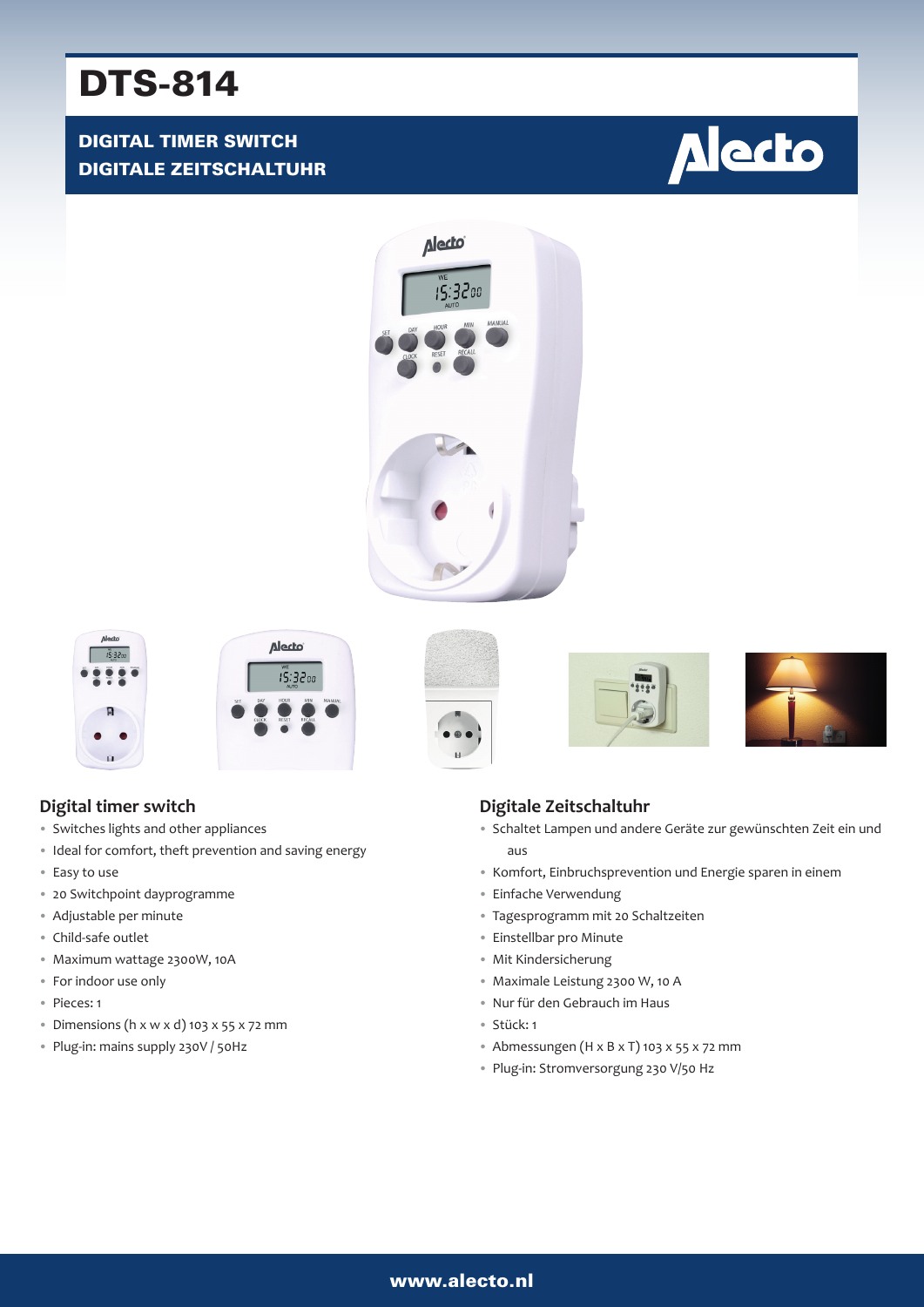# DTS-814

**DIGITAL TIMER SWITCH**
**DIGITALE ZEITSCHALTUHR**

## Digital timer switch

- Switches lights and other appliances
- Ideal for comfort, theft prevention and saving energy
- Easy to use
- 20 Switchpoint dayprogramme
- Adjustable per minute
- Child-safe outlet
- Maximum wattage 2300W, 10A
- For indoor use only
- Pieces: 1
- Dimensions (h x w x d) 103 x 55 x 72 mm
- Plug-in: mains supply 230V / 50Hz

## Digitale Zeitschaltuhr

- Schaltet Lampen und andere Geräte zur gewünschten Zeit ein und aus
- Komfort, Einbruchsprevention und Energie sparen in einem
- Einfache Verwendung
- Tagesprogramm mit 20 Schaltzeiten
- Einstellbar pro Minute
- Mit Kindersicherung
- Maximale Leistung 2300 W, 10 A
- Nur für den Gebrauch im Haus
- Stück: 1
- Abmessungen (H x B x T) 103 x 55 x 72 mm
- Plug-in: Stromversorgung 230 V/50 Hz

www.alecto.nl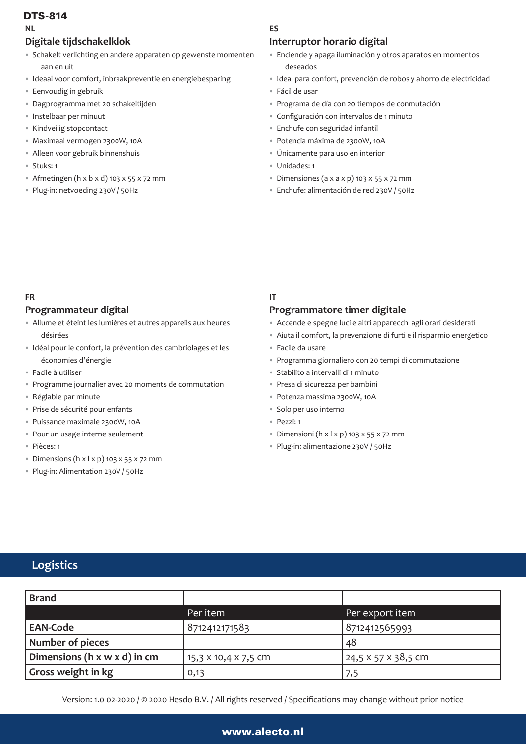**DTS-814**

NL

## Digitale tijdschakelklok

- Schakelt verlichting en andere apparaten op gewenste momenten aan en uit
- Ideaal voor comfort, inbraakpreventie en energiebesparing
- Eenvoudig in gebruik
- Dagprogramma met 20 schakeltijden
- Instelbaar per minuut
- Kindveilig stopcontact
- Maximaal vermogen 2300W, 10A
- Alleen voor gebruik binnenshuis
- Stuks: 1
- Afmetingen (h x b x d) 103 x 55 x 72 mm
- Plug-in: netvoeding 230V / 50Hz

ES

## Interruptor horario digital

- Enciende y apaga iluminación y otros aparatos en momentos deseados
- Ideal para confort, prevención de robos y ahorro de electricidad
- Fácil de usar
- Programa de día con 20 tiempos de conmutación
- Configuración con intervalos de 1 minuto
- Enchufe con seguridad infantil
- Potencia máxima de 2300W, 10A
- Únicamente para uso en interior
- Unidades: 1
- Dimensiones (a x a x p) 103 x 55 x 72 mm
- Enchufe: alimentación de red 230V / 50Hz

FR

## Programmateur digital

- Allume et éteint les lumières et autres appareils aux heures désirées
- Idéal pour le confort, la prévention des cambriolages et les économies d'énergie
- Facile à utiliser
- Programme journalier avec 20 moments de commutation
- Réglable par minute
- Prise de sécurité pour enfants
- Puissance maximale 2300W, 10A
- Pour un usage interne seulement
- Pièces: 1
- Dimensions (h x l x p) 103 x 55 x 72 mm
- Plug-in: Alimentation 230V / 50Hz

IT

## Programmatore timer digitale

- Accende e spegne luci e altri apparecchi agli orari desiderati
- Aiuta il comfort, la prevenzione di furti e il risparmio energetico
- Facile da usare
- Programma giornaliero con 20 tempi di commutazione
- Stabilito a intervalli di 1 minuto
- Presa di sicurezza per bambini
- Potenza massima 2300W, 10A
- Solo per uso interno
- Pezzi: 1
- Dimensioni (h x l x p) 103 x 55 x 72 mm
- Plug-in: alimentazione 230V / 50Hz

## Logistics

| Brand | | |
|---|---|---|
| | Per item | Per export item |
| **EAN-Code** | 8712412171583 | 8712412565993 |
| **Number of pieces** | | 48 |
| **Dimensions (h x w x d) in cm** | 15,3 x 10,4 x 7,5 cm | 24,5 x 57 x 38,5 cm |
| **Gross weight in kg** | 0,13 | 7,5 |

Version: 1.0 02-2020 / © 2020 Hesdo B.V. / All rights reserved / Specifications may change without prior notice

www.alecto.nl